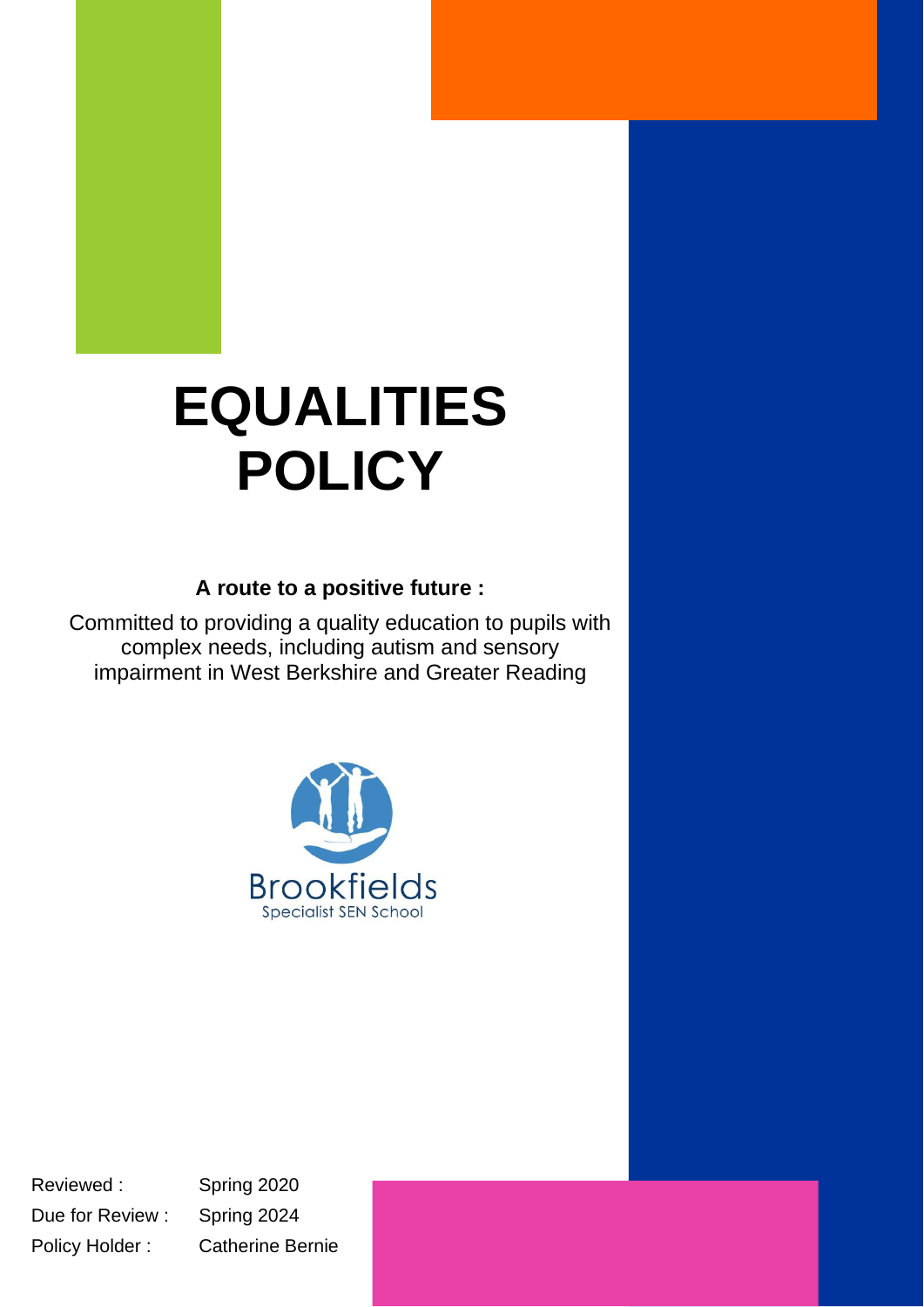# EQUALITIES POLICY

**A route to a positive future :**

Committed to providing a quality education to pupils with complex needs, including autism and sensory impairment in West Berkshire and Greater Reading

Brookfields
Specialist SEN School

| | |
|---|---|
| Reviewed : | Spring 2020 |
| Due for Review : | Spring 2024 |
| Policy Holder : | Catherine Bernie |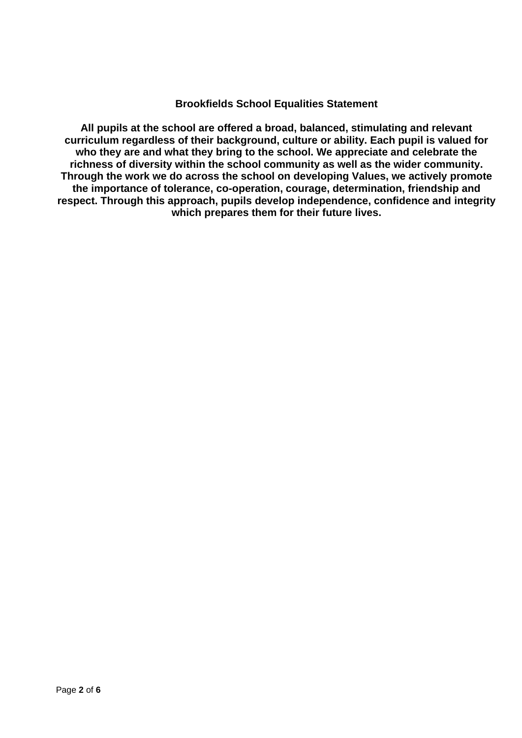**Brookfields School Equalities Statement**

**All pupils at the school are offered a broad, balanced, stimulating and relevant curriculum regardless of their background, culture or ability. Each pupil is valued for who they are and what they bring to the school. We appreciate and celebrate the richness of diversity within the school community as well as the wider community. Through the work we do across the school on developing Values, we actively promote the importance of tolerance, co-operation, courage, determination, friendship and respect. Through this approach, pupils develop independence, confidence and integrity which prepares them for their future lives.**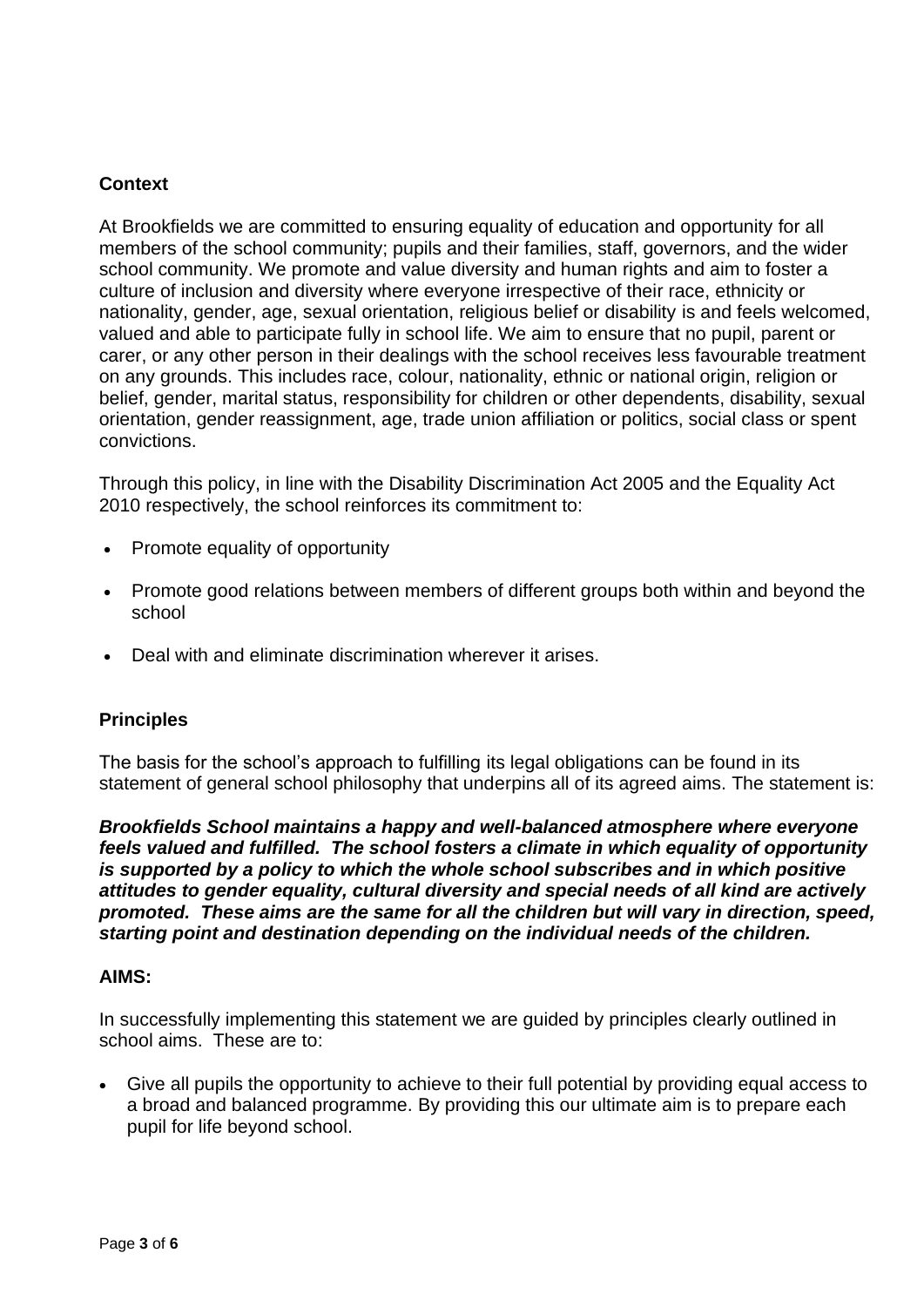## Context

At Brookfields we are committed to ensuring equality of education and opportunity for all members of the school community; pupils and their families, staff, governors, and the wider school community. We promote and value diversity and human rights and aim to foster a culture of inclusion and diversity where everyone irrespective of their race, ethnicity or nationality, gender, age, sexual orientation, religious belief or disability is and feels welcomed, valued and able to participate fully in school life. We aim to ensure that no pupil, parent or carer, or any other person in their dealings with the school receives less favourable treatment on any grounds. This includes race, colour, nationality, ethnic or national origin, religion or belief, gender, marital status, responsibility for children or other dependents, disability, sexual orientation, gender reassignment, age, trade union affiliation or politics, social class or spent convictions.

Through this policy, in line with the Disability Discrimination Act 2005 and the Equality Act 2010 respectively, the school reinforces its commitment to:

- Promote equality of opportunity
- Promote good relations between members of different groups both within and beyond the school
- Deal with and eliminate discrimination wherever it arises.

## Principles

The basis for the school's approach to fulfilling its legal obligations can be found in its statement of general school philosophy that underpins all of its agreed aims. The statement is:

***Brookfields School maintains a happy and well-balanced atmosphere where everyone feels valued and fulfilled. The school fosters a climate in which equality of opportunity is supported by a policy to which the whole school subscribes and in which positive attitudes to gender equality, cultural diversity and special needs of all kind are actively promoted. These aims are the same for all the children but will vary in direction, speed, starting point and destination depending on the individual needs of the children.***

## AIMS:

In successfully implementing this statement we are guided by principles clearly outlined in school aims. These are to:

- Give all pupils the opportunity to achieve to their full potential by providing equal access to a broad and balanced programme. By providing this our ultimate aim is to prepare each pupil for life beyond school.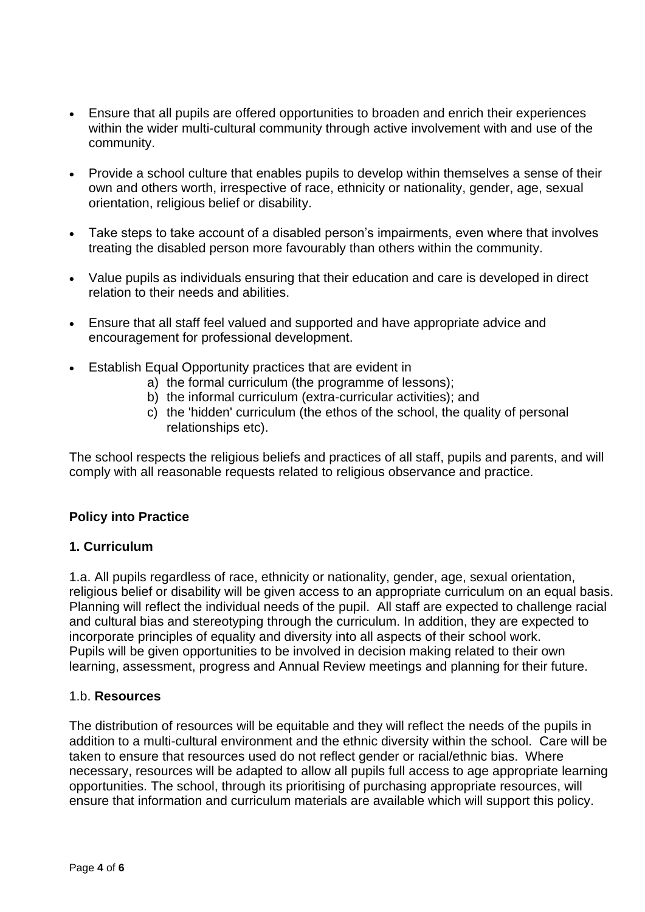- Ensure that all pupils are offered opportunities to broaden and enrich their experiences within the wider multi-cultural community through active involvement with and use of the community.

- Provide a school culture that enables pupils to develop within themselves a sense of their own and others worth, irrespective of race, ethnicity or nationality, gender, age, sexual orientation, religious belief or disability.

- Take steps to take account of a disabled person's impairments, even where that involves treating the disabled person more favourably than others within the community.

- Value pupils as individuals ensuring that their education and care is developed in direct relation to their needs and abilities.

- Ensure that all staff feel valued and supported and have appropriate advice and encouragement for professional development.

- Establish Equal Opportunity practices that are evident in
  a) the formal curriculum (the programme of lessons);
  b) the informal curriculum (extra-curricular activities); and
  c) the 'hidden' curriculum (the ethos of the school, the quality of personal relationships etc).

The school respects the religious beliefs and practices of all staff, pupils and parents, and will comply with all reasonable requests related to religious observance and practice.

**Policy into Practice**

**1. Curriculum**

1.a. All pupils regardless of race, ethnicity or nationality, gender, age, sexual orientation, religious belief or disability will be given access to an appropriate curriculum on an equal basis. Planning will reflect the individual needs of the pupil. All staff are expected to challenge racial and cultural bias and stereotyping through the curriculum. In addition, they are expected to incorporate principles of equality and diversity into all aspects of their school work. Pupils will be given opportunities to be involved in decision making related to their own learning, assessment, progress and Annual Review meetings and planning for their future.

1.b. **Resources**

The distribution of resources will be equitable and they will reflect the needs of the pupils in addition to a multi-cultural environment and the ethnic diversity within the school. Care will be taken to ensure that resources used do not reflect gender or racial/ethnic bias. Where necessary, resources will be adapted to allow all pupils full access to age appropriate learning opportunities. The school, through its prioritising of purchasing appropriate resources, will ensure that information and curriculum materials are available which will support this policy.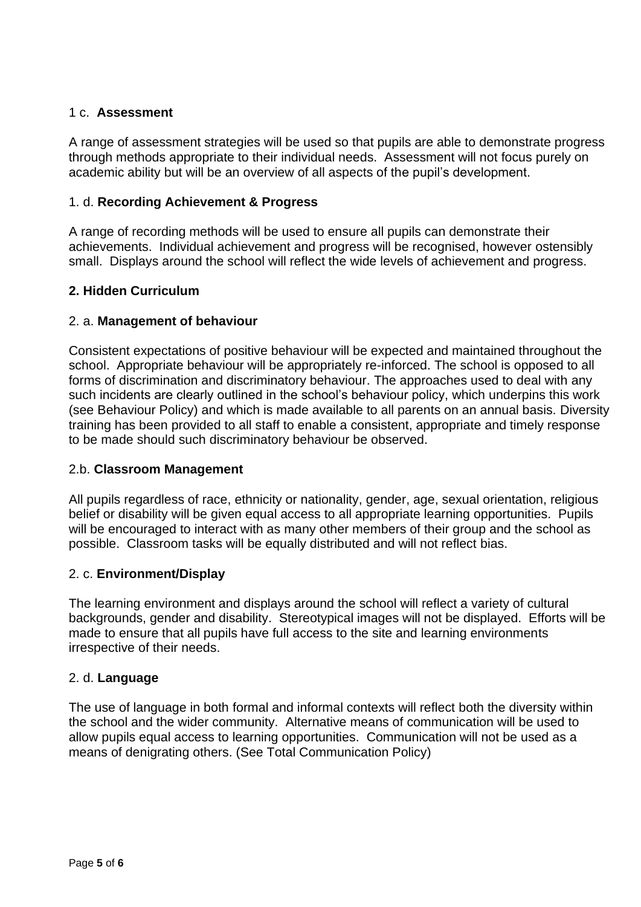### 1 c. **Assessment**

A range of assessment strategies will be used so that pupils are able to demonstrate progress through methods appropriate to their individual needs. Assessment will not focus purely on academic ability but will be an overview of all aspects of the pupil's development.

### 1. d. **Recording Achievement & Progress**

A range of recording methods will be used to ensure all pupils can demonstrate their achievements. Individual achievement and progress will be recognised, however ostensibly small. Displays around the school will reflect the wide levels of achievement and progress.

## 2. Hidden Curriculum

### 2. a. **Management of behaviour**

Consistent expectations of positive behaviour will be expected and maintained throughout the school. Appropriate behaviour will be appropriately re-inforced. The school is opposed to all forms of discrimination and discriminatory behaviour. The approaches used to deal with any such incidents are clearly outlined in the school's behaviour policy, which underpins this work (see Behaviour Policy) and which is made available to all parents on an annual basis. Diversity training has been provided to all staff to enable a consistent, appropriate and timely response to be made should such discriminatory behaviour be observed.

### 2.b. **Classroom Management**

All pupils regardless of race, ethnicity or nationality, gender, age, sexual orientation, religious belief or disability will be given equal access to all appropriate learning opportunities. Pupils will be encouraged to interact with as many other members of their group and the school as possible. Classroom tasks will be equally distributed and will not reflect bias.

### 2. c. **Environment/Display**

The learning environment and displays around the school will reflect a variety of cultural backgrounds, gender and disability. Stereotypical images will not be displayed. Efforts will be made to ensure that all pupils have full access to the site and learning environments irrespective of their needs.

### 2. d. **Language**

The use of language in both formal and informal contexts will reflect both the diversity within the school and the wider community. Alternative means of communication will be used to allow pupils equal access to learning opportunities. Communication will not be used as a means of denigrating others. (See Total Communication Policy)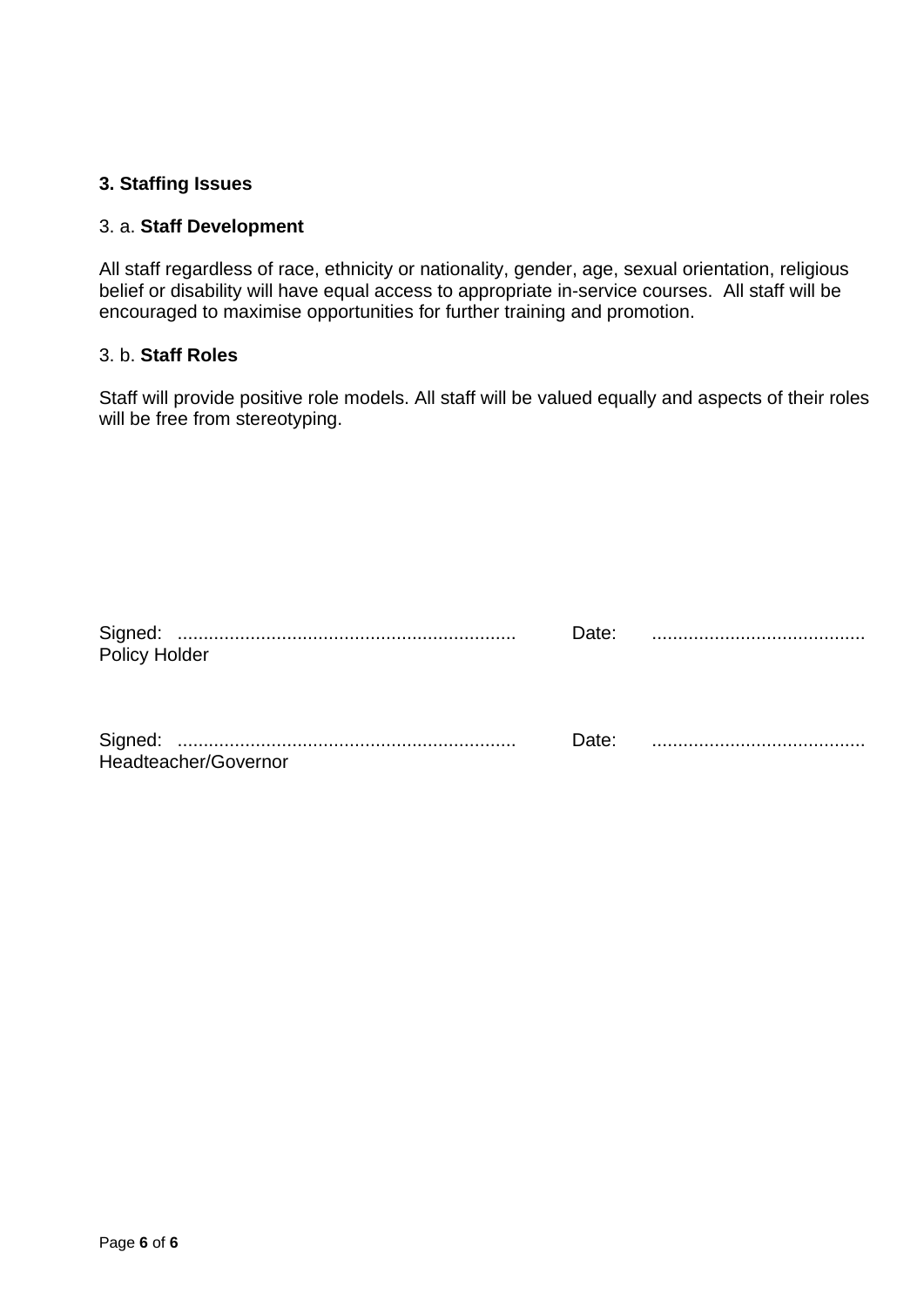## 3. Staffing Issues

### 3. a. **Staff Development**

All staff regardless of race, ethnicity or nationality, gender, age, sexual orientation, religious belief or disability will have equal access to appropriate in-service courses. All staff will be encouraged to maximise opportunities for further training and promotion.

### 3. b. **Staff Roles**

Staff will provide positive role models. All staff will be valued equally and aspects of their roles will be free from stereotyping.

Signed: ................................................................ Date: .........................................
Policy Holder

Signed: ................................................................ Date: .........................................
Headteacher/Governor